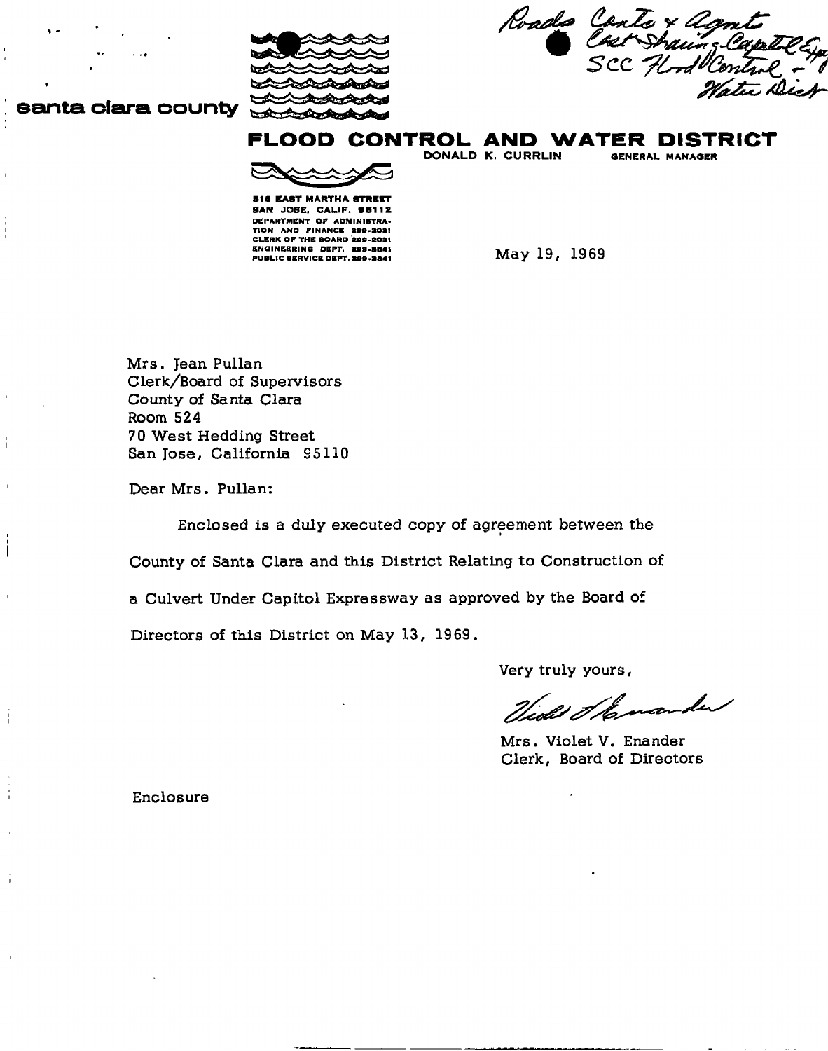Roads Contr & Agmt
Cost Sharing-Capitol Exp
SCC Flood Control & Water Dist

**santa clara county**

# FLOOD CONTROL AND WATER DISTRICT

DONALD K. CURRLIN GENERAL MANAGER

516 EAST MARTHA STREET
SAN JOSE, CALIF. 95112
DEPARTMENT OF ADMINISTRATION AND FINANCE 299-2031
CLERK OF THE BOARD 299-2031
ENGINEERING DEPT. 299-3841
PUBLIC SERVICE DEPT. 299-3841

May 19, 1969

Mrs. Jean Pullan
Clerk/Board of Supervisors
County of Santa Clara
Room 524
70 West Hedding Street
San Jose, California 95110

Dear Mrs. Pullan:

Enclosed is a duly executed copy of agreement between the County of Santa Clara and this District Relating to Construction of a Culvert Under Capitol Expressway as approved by the Board of Directors of this District on May 13, 1969.

Very truly yours,

Violet V. Enander

Mrs. Violet V. Enander
Clerk, Board of Directors

Enclosure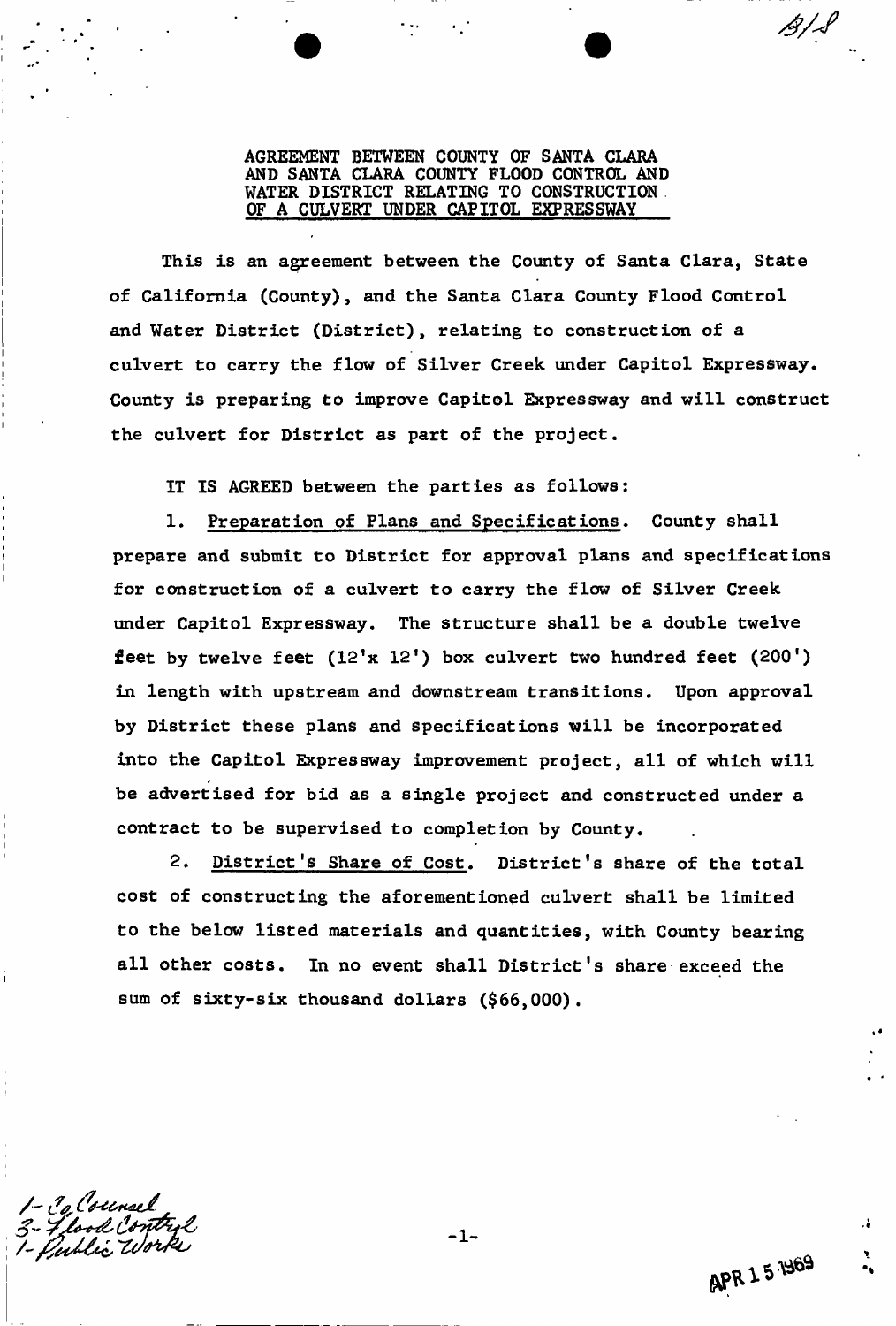AGREEMENT BETWEEN COUNTY OF SANTA CLARA AND SANTA CLARA COUNTY FLOOD CONTROL AND WATER DISTRICT RELATING TO CONSTRUCTION OF A CULVERT UNDER CAPITOL EXPRESSWAY

This is an agreement between the County of Santa Clara, State of California (County), and the Santa Clara County Flood Control and Water District (District), relating to construction of a culvert to carry the flow of Silver Creek under Capitol Expressway. County is preparing to improve Capitol Expressway and will construct the culvert for District as part of the project.

IT IS AGREED between the parties as follows:

1. Preparation of Plans and Specifications. County shall prepare and submit to District for approval plans and specifications for construction of a culvert to carry the flow of Silver Creek under Capitol Expressway. The structure shall be a double twelve feet by twelve feet (12'x 12') box culvert two hundred feet (200') in length with upstream and downstream transitions. Upon approval by District these plans and specifications will be incorporated into the Capitol Expressway improvement project, all of which will be advertised for bid as a single project and constructed under a contract to be supervised to completion by County.

2. District's Share of Cost. District's share of the total cost of constructing the aforementioned culvert shall be limited to the below listed materials and quantities, with County bearing all other costs. In no event shall District's share exceed the sum of sixty-six thousand dollars ($66,000).

1- Co Counsel
3- Flood Control
1- Public Works

APR 15 1969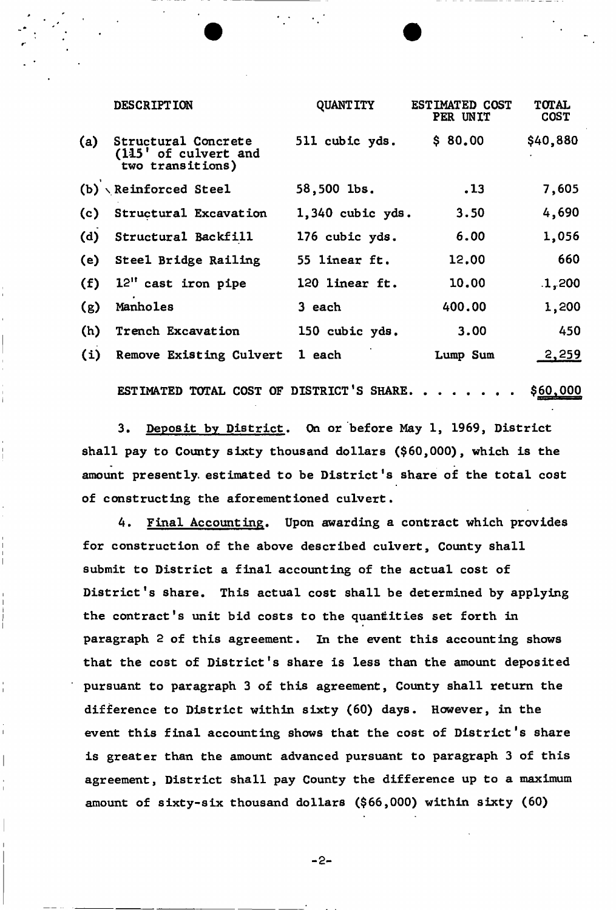| | DESCRIPTION | QUANTITY | ESTIMATED COST PER UNIT | TOTAL COST |
|---|---|---|---|---|
| (a) | Structural Concrete (115' of culvert and two transitions) | 511 cubic yds. | $ 80.00 | $40,880 |
| (b) | Reinforced Steel | 58,500 lbs. | .13 | 7,605 |
| (c) | Structural Excavation | 1,340 cubic yds. | 3.50 | 4,690 |
| (d) | Structural Backfill | 176 cubic yds. | 6.00 | 1,056 |
| (e) | Steel Bridge Railing | 55 linear ft. | 12.00 | 660 |
| (f) | 12" cast iron pipe | 120 linear ft. | 10.00 | 1,200 |
| (g) | Manholes | 3 each | 400.00 | 1,200 |
| (h) | Trench Excavation | 150 cubic yds. | 3.00 | 450 |
| (i) | Remove Existing Culvert | 1 each | Lump Sum | 2,259 |

ESTIMATED TOTAL COST OF DISTRICT'S SHARE. . . . . . . . $60,000

3. Deposit by District. On or before May 1, 1969, District shall pay to County sixty thousand dollars ($60,000), which is the amount presently estimated to be District's share of the total cost of constructing the aforementioned culvert.

4. Final Accounting. Upon awarding a contract which provides for construction of the above described culvert, County shall submit to District a final accounting of the actual cost of District's share. This actual cost shall be determined by applying the contract's unit bid costs to the quantities set forth in paragraph 2 of this agreement. In the event this accounting shows that the cost of District's share is less than the amount deposited pursuant to paragraph 3 of this agreement, County shall return the difference to District within sixty (60) days. However, in the event this final accounting shows that the cost of District's share is greater than the amount advanced pursuant to paragraph 3 of this agreement, District shall pay County the difference up to a maximum amount of sixty-six thousand dollars ($66,000) within sixty (60)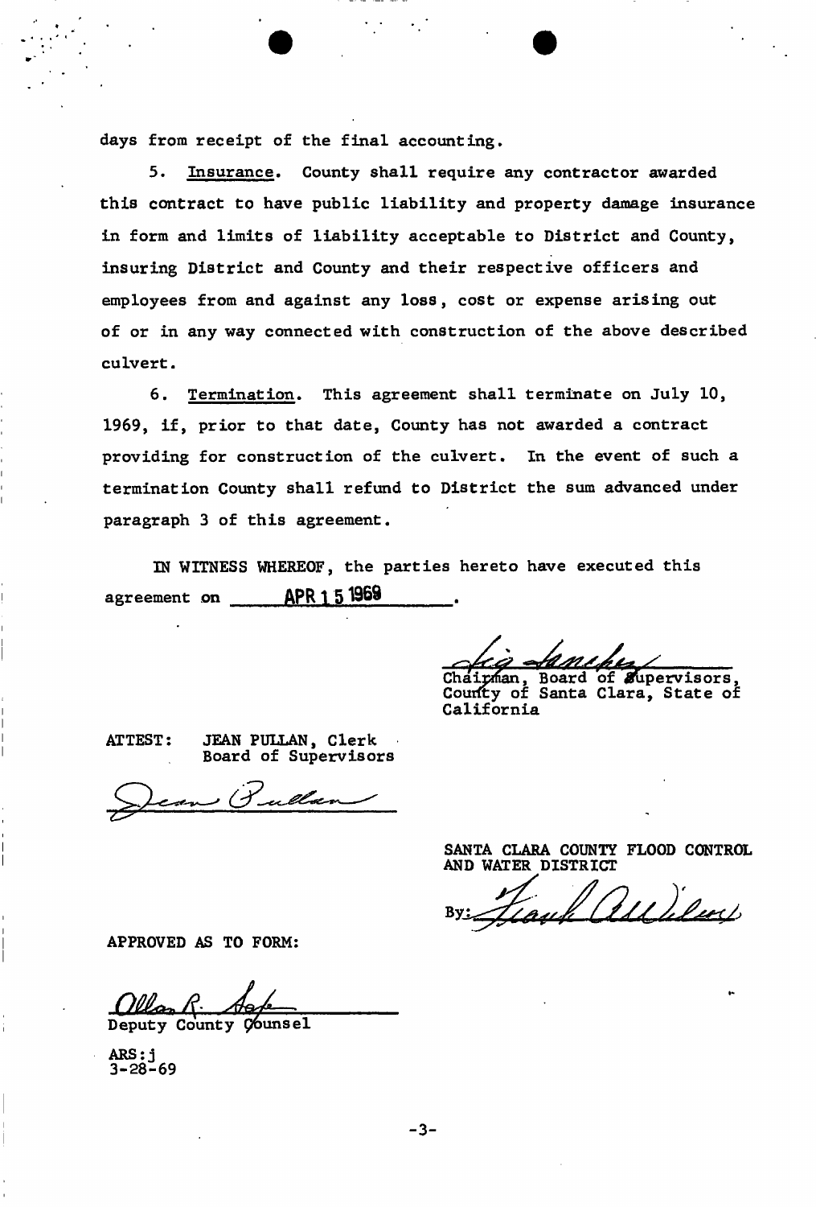days from receipt of the final accounting.

5. Insurance. County shall require any contractor awarded this contract to have public liability and property damage insurance in form and limits of liability acceptable to District and County, insuring District and County and their respective officers and employees from and against any loss, cost or expense arising out of or in any way connected with construction of the above described culvert.

6. Termination. This agreement shall terminate on July 10, 1969, if, prior to that date, County has not awarded a contract providing for construction of the culvert. In the event of such a termination County shall refund to District the sum advanced under paragraph 3 of this agreement.

IN WITNESS WHEREOF, the parties hereto have executed this agreement on APR 15 1969.

Chairman, Board of Supervisors, County of Santa Clara, State of California

ATTEST: JEAN PULLAN, Clerk
Board of Supervisors

SANTA CLARA COUNTY FLOOD CONTROL AND WATER DISTRICT

By:

APPROVED AS TO FORM:

Deputy County Counsel

ARS:j
3-28-69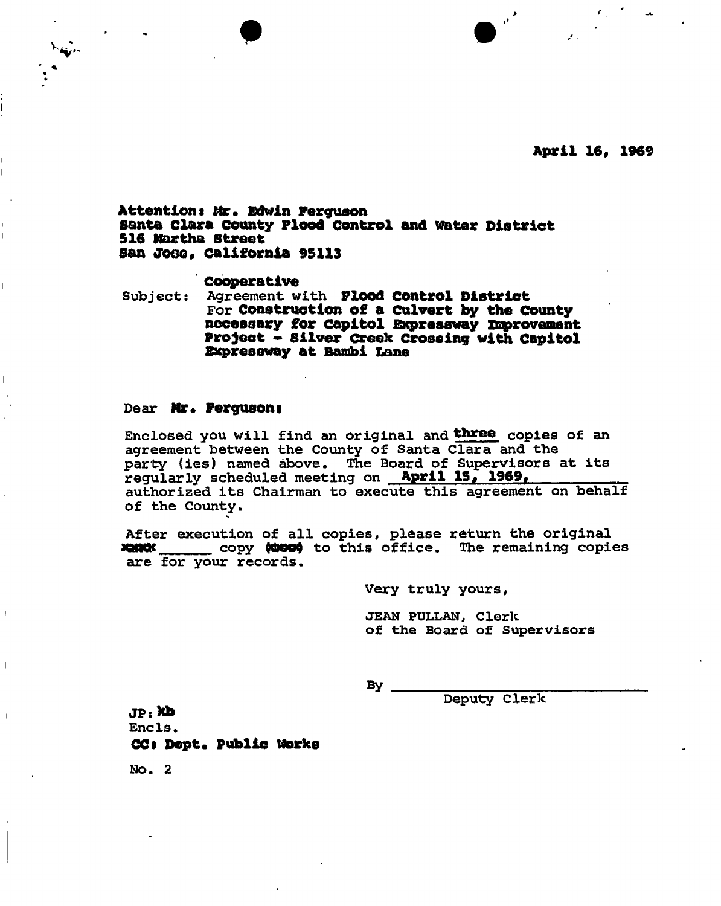April 16, 1969

**Attention: Mr. Edwin Ferguson**
**Santa Clara County Flood Control and Water District**
**516 Martha Street**
**San Jose, California 95113**

Subject: **Cooperative** Agreement with **Flood Control District** For **Construction of a Culvert by the County necessary for Capitol Expressway Improvement Project - Silver Creek Crossing with Capitol Expressway at Bambi Lane**

Dear **Mr. Ferguson:**

Enclosed you will find an original and **three** copies of an agreement between the County of Santa Clara and the party (ies) named above. The Board of Supervisors at its regularly scheduled meeting on **April 15, 1969,** authorized its Chairman to execute this agreement on behalf of the County.

After execution of all copies, please return the original ~~xxxx~~ _______ copy ~~(xxxx)~~ to this office. The remaining copies are for your records.

Very truly yours,

JEAN PULLAN, Clerk
of the Board of Supervisors

By ______________________________
Deputy Clerk

JP: **kb**
Encls.
**CC: Dept. Public Works**

No. 2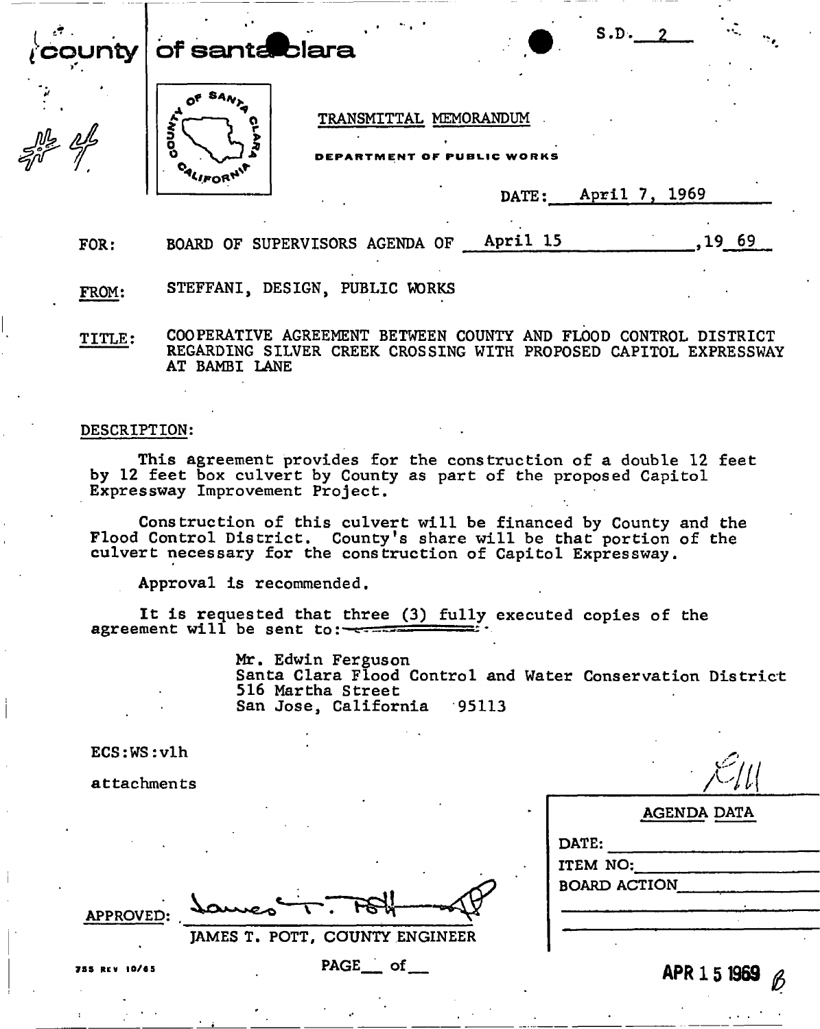county | of santa clara

S.D. 2

#4

TRANSMITTAL MEMORANDUM

DEPARTMENT OF PUBLIC WORKS

DATE: April 7, 1969

FOR: BOARD OF SUPERVISORS AGENDA OF April 15, 1969

FROM: STEFFANI, DESIGN, PUBLIC WORKS

TITLE: COOPERATIVE AGREEMENT BETWEEN COUNTY AND FLOOD CONTROL DISTRICT REGARDING SILVER CREEK CROSSING WITH PROPOSED CAPITOL EXPRESSWAY AT BAMBI LANE

DESCRIPTION:

This agreement provides for the construction of a double 12 feet by 12 feet box culvert by County as part of the proposed Capitol Expressway Improvement Project.

Construction of this culvert will be financed by County and the Flood Control District. County's share will be that portion of the culvert necessary for the construction of Capitol Expressway.

Approval is recommended.

It is requested that three (3) fully executed copies of the agreement will be sent to:

Mr. Edwin Ferguson
Santa Clara Flood Control and Water Conservation District
516 Martha Street
San Jose, California 95113

ECS:WS:vlh

attachments

E11

| AGENDA DATA | |
|---|---|
| DATE: | |
| ITEM NO: | |
| BOARD ACTION | |

APPROVED: James T. Pott

JAMES T. POTT, COUNTY ENGINEER

755 REV 10/65

PAGE __ of __

APR 15 1969 6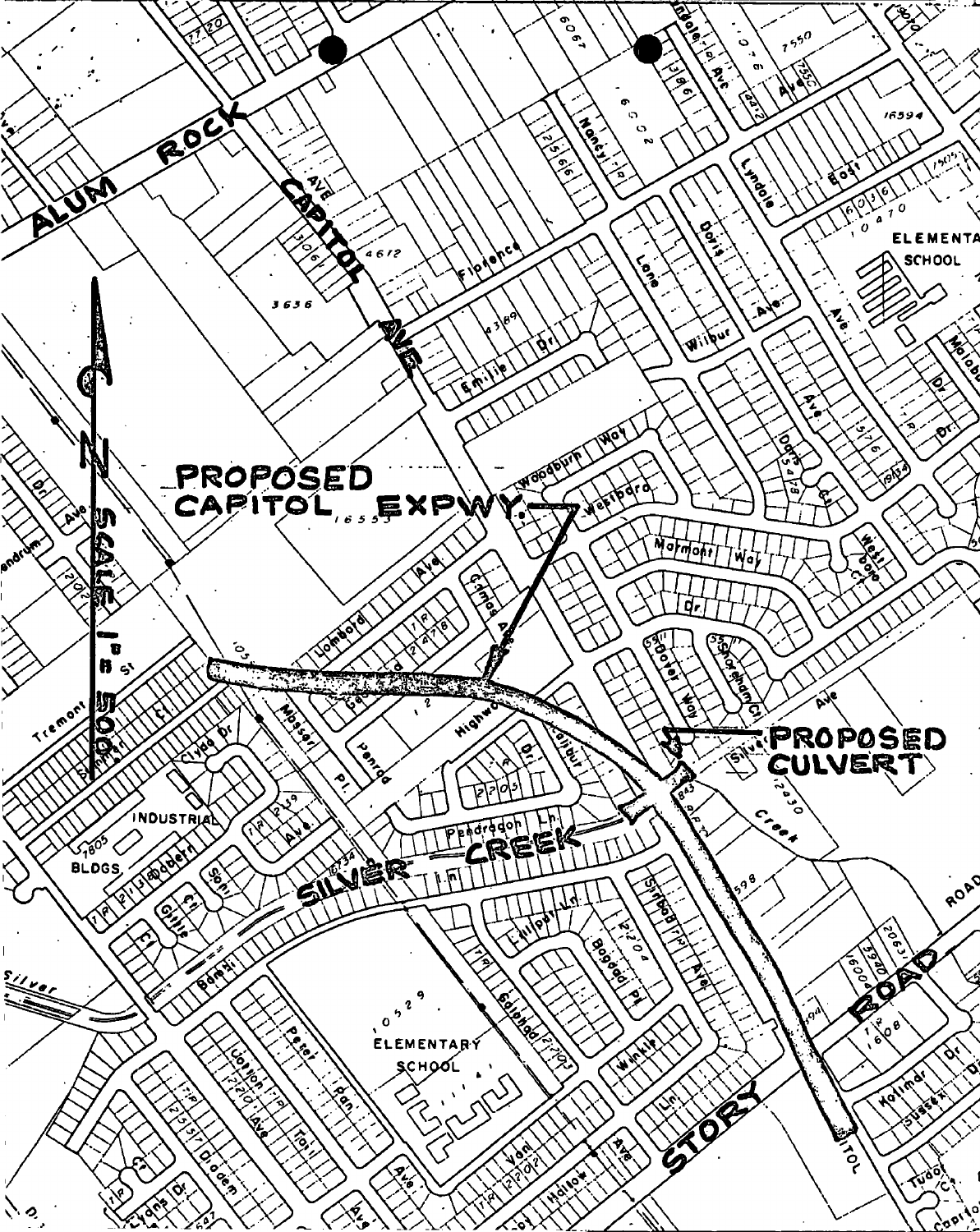PROPOSED CAPITOL EXPWY.

PROPOSED CULVERT

N

SCALE 1" = 500'

ALUM ROCK AVE

CAPITOL AVE

SILVER CREEK

STORY ROAD

ELEMENTARY SCHOOL

INDUSTRIAL BLDGS.